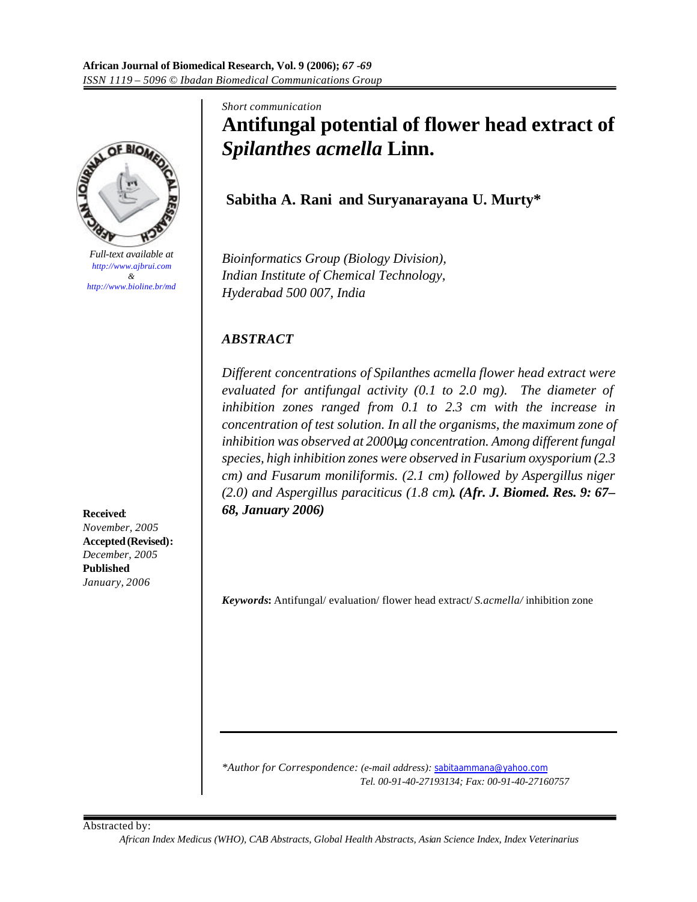*Short communication*

# Antifungal potential of flower head extract of *Spilanthes acmella* Linn.

**Sabitha A. Rani and Suryanarayana U. Murty***

*Bioinformatics Group (Biology Division), Indian Institute of Chemical Technology, Hyderabad 500 007, India*

*Full-text available at http://www.ajbrui.com & http://www.bioline.br/md*

**Received**: *November, 2005*
**Accepted (Revised):** *December, 2005*
**Published** *January, 2006*

## *ABSTRACT*

*Different concentrations of Spilanthes acmella flower head extract were evaluated for antifungal activity (0.1 to 2.0 mg). The diameter of inhibition zones ranged from 0.1 to 2.3 cm with the increase in concentration of test solution. In all the organisms, the maximum zone of inhibition was observed at 2000µg concentration. Among different fungal species, high inhibition zones were observed in Fusarium oxysporium (2.3 cm) and Fusarum moniliformis. (2.1 cm) followed by Aspergillus niger (2.0) and Aspergillus paraciticus (1.8 cm).* ***(Afr. J. Biomed. Res. 9: 67–68, January 2006)***

***Keywords*:** Antifungal/ evaluation/ flower head extract/ *S.acmella/* inhibition zone

\*Author for Correspondence: (e-mail address): sabitaammana@yahoo.com
Tel. 00-91-40-27193134; Fax: 00-91-40-27160757

Abstracted by:
*African Index Medicus (WHO), CAB Abstracts, Global Health Abstracts, Asian Science Index, Index Veterinarius*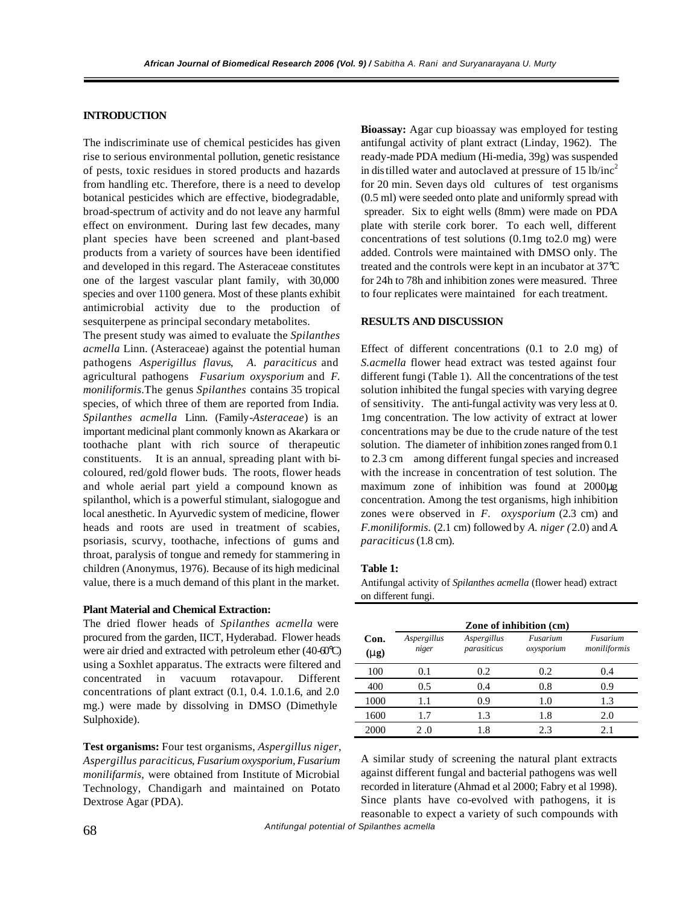## INTRODUCTION

The indiscriminate use of chemical pesticides has given rise to serious environmental pollution, genetic resistance of pests, toxic residues in stored products and hazards from handling etc. Therefore, there is a need to develop botanical pesticides which are effective, biodegradable, broad-spectrum of activity and do not leave any harmful effect on environment. During last few decades, many plant species have been screened and plant-based products from a variety of sources have been identified and developed in this regard. The Asteraceae constitutes one of the largest vascular plant family, with 30,000 species and over 1100 genera. Most of these plants exhibit antimicrobial activity due to the production of sesquiterpene as principal secondary metabolites.

The present study was aimed to evaluate the *Spilanthes acmella* Linn. (Asteraceae) against the potential human pathogens *Asperigillus flavus*, *A. paraciticus* and agricultural pathogens *Fusarium oxysporium* and *F. moniliformis*.The genus *Spilanthes* contains 35 tropical species, of which three of them are reported from India. *Spilanthes acmella* Linn. (Family-*Asteraceae*) is an important medicinal plant commonly known as Akarkara or toothache plant with rich source of therapeutic constituents. It is an annual, spreading plant with bi-coloured, red/gold flower buds. The roots, flower heads and whole aerial part yield a compound known as spilanthol, which is a powerful stimulant, sialogogue and local anesthetic. In Ayurvedic system of medicine, flower heads and roots are used in treatment of scabies, psoriasis, scurvy, toothache, infections of gums and throat, paralysis of tongue and remedy for stammering in children (Anonymus, 1976). Because of its high medicinal value, there is a much demand of this plant in the market.

**Plant Material and Chemical Extraction:**

The dried flower heads of *Spilanthes acmella* were procured from the garden, IICT, Hyderabad. Flower heads were air dried and extracted with petroleum ether (40-60°C) using a Soxhlet apparatus. The extracts were filtered and concentrated in vacuum rotavapour. Different concentrations of plant extract (0.1, 0.4. 1.0.1.6, and 2.0 mg.) were made by dissolving in DMSO (Dimethyle Sulphoxide).

**Test organisms:** Four test organisms, *Aspergillus niger*, *Aspergillus paraciticus*, *Fusarium oxysporium, Fusarium monilifarmis*, were obtained from Institute of Microbial Technology, Chandigarh and maintained on Potato Dextrose Agar (PDA).

**Bioassay:** Agar cup bioassay was employed for testing antifungal activity of plant extract (Linday, 1962). The ready-made PDA medium (Hi-media, 39g) was suspended in distilled water and autoclaved at pressure of 15 lb/inc$^2$ for 20 min. Seven days old cultures of test organisms (0.5 ml) were seeded onto plate and uniformly spread with spreader. Six to eight wells (8mm) were made on PDA plate with sterile cork borer. To each well, different concentrations of test solutions (0.1mg to2.0 mg) were added. Controls were maintained with DMSO only. The treated and the controls were kept in an incubator at 37°C for 24h to 78h and inhibition zones were measured. Three to four replicates were maintained for each treatment.

## RESULTS AND DISCUSSION

Effect of different concentrations (0.1 to 2.0 mg) of *S.acmella* flower head extract was tested against four different fungi (Table 1). All the concentrations of the test solution inhibited the fungal species with varying degree of sensitivity. The anti-fungal activity was very less at 0. 1mg concentration. The low activity of extract at lower concentrations may be due to the crude nature of the test solution. The diameter of inhibition zones ranged from 0.1 to 2.3 cm among different fungal species and increased with the increase in concentration of test solution. The maximum zone of inhibition was found at 2000µg concentration. Among the test organisms, high inhibition zones were observed in *F. oxysporium* (2.3 cm) and *F.moniliformis*. (2.1 cm) followed by *A. niger (*2.0) and *A. paraciticus* (1.8 cm).

**Table 1:**

Antifungal activity of *Spilanthes acmella* (flower head) extract on different fungi.

| Con. (µg) | Zone of inhibition (cm) | | | |
|---|---|---|---|---|
| | *Aspergillus niger* | *Aspergillus parasiticus* | *Fusarium oxysporium* | *Fusarium moniliformis* |
| 100 | 0.1 | 0.2 | 0.2 | 0.4 |
| 400 | 0.5 | 0.4 | 0.8 | 0.9 |
| 1000 | 1.1 | 0.9 | 1.0 | 1.3 |
| 1600 | 1.7 | 1.3 | 1.8 | 2.0 |
| 2000 | 2 .0 | 1.8 | 2.3 | 2.1 |

A similar study of screening the natural plant extracts against different fungal and bacterial pathogens was well recorded in literature (Ahmad et al 2000; Fabry et al 1998). Since plants have co-evolved with pathogens, it is reasonable to expect a variety of such compounds with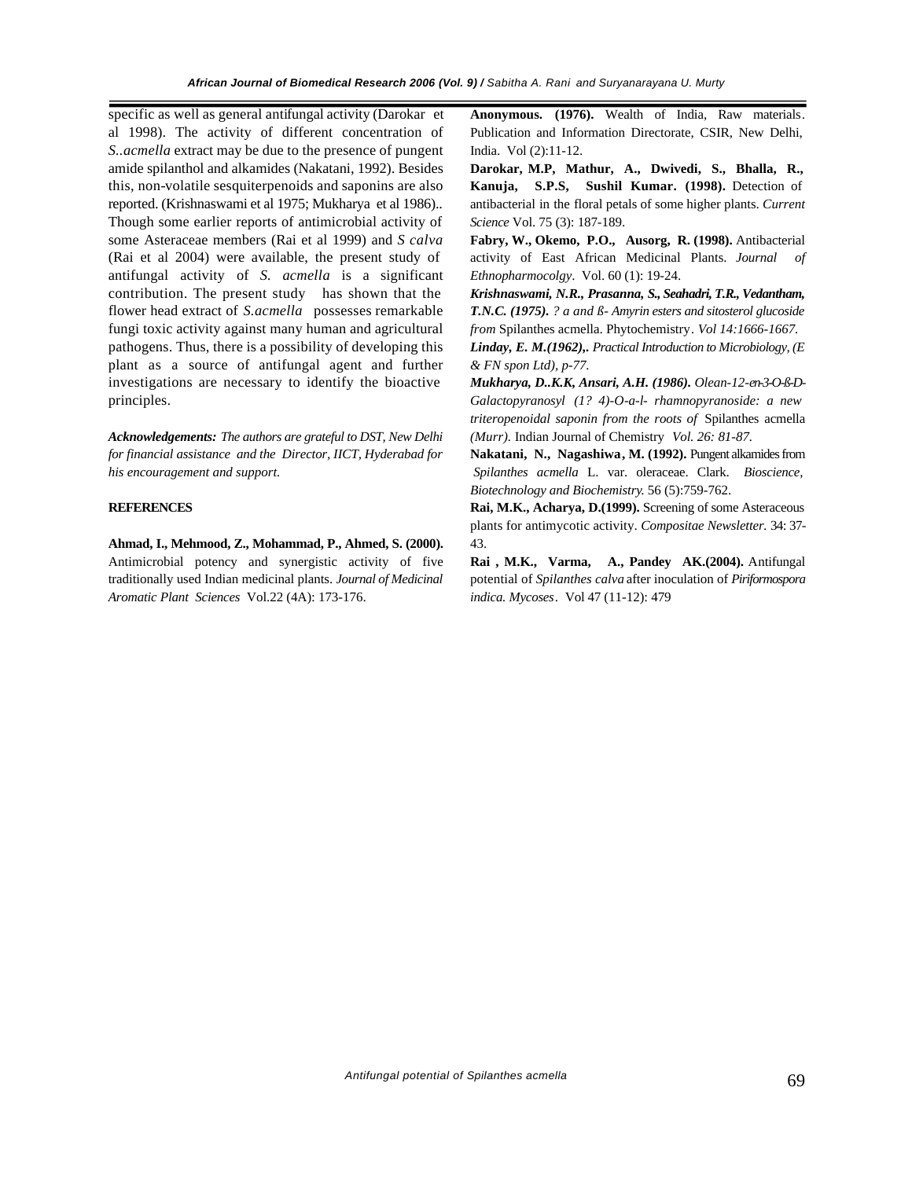specific as well as general antifungal activity (Darokar et al 1998). The activity of different concentration of *S..acmella* extract may be due to the presence of pungent amide spilanthol and alkamides (Nakatani, 1992). Besides this, non-volatile sesquiterpenoids and saponins are also reported. (Krishnaswami et al 1975; Mukharya et al 1986).. Though some earlier reports of antimicrobial activity of some Asteraceae members (Rai et al 1999) and *S calva* (Rai et al 2004) were available, the present study of antifungal activity of *S. acmella* is a significant contribution. The present study has shown that the flower head extract of *S.acmella* possesses remarkable fungi toxic activity against many human and agricultural pathogens. Thus, there is a possibility of developing this plant as a source of antifungal agent and further investigations are necessary to identify the bioactive principles.

***Acknowledgements:*** *The authors are grateful to DST, New Delhi for financial assistance and the Director, IICT, Hyderabad for his encouragement and support.*

**REFERENCES**

**Ahmad, I., Mehmood, Z., Mohammad, P., Ahmed, S. (2000).** Antimicrobial potency and synergistic activity of five traditionally used Indian medicinal plants. *Journal of Medicinal Aromatic Plant Sciences* Vol.22 (4A): 173-176.

**Anonymous. (1976).** Wealth of India, Raw materials. Publication and Information Directorate, CSIR, New Delhi, India. Vol (2):11-12.

**Darokar, M.P, Mathur, A., Dwivedi, S., Bhalla, R., Kanuja, S.P.S, Sushil Kumar. (1998).** Detection of antibacterial in the floral petals of some higher plants. *Current Science* Vol. 75 (3): 187-189.

**Fabry, W., Okemo, P.O., Ausorg, R. (1998).** Antibacterial activity of East African Medicinal Plants. *Journal of Ethnopharmocolgy*. Vol. 60 (1): 19-24.

***Krishnaswami, N.R., Prasanna, S., Seahadri, T.R., Vedantham, T.N.C. (1975).*** *? a and ß- Amyrin esters and sitosterol glucoside from* Spilanthes acmella. Phytochemistry. *Vol 14:1666-1667.*

***Linday, E. M.(1962),.*** *Practical Introduction to Microbiology, (E & FN spon Ltd), p-77.*

***Mukharya, D..K.K, Ansari, A.H. (1986).*** *Olean-12-en-3-O-ß-D-Galactopyranosyl (1? 4)-O-a-l- rhamnopyranoside: a new triteropenoidal saponin from the roots of* Spilanthes acmella *(Murr).* Indian Journal of Chemistry *Vol. 26: 81-87.*

**Nakatani, N., Nagashiwa, M. (1992).** Pungent alkamides from *Spilanthes acmella* L. var. oleraceae. Clark. *Bioscience, Biotechnology and Biochemistry.* 56 (5):759-762.

**Rai, M.K., Acharya, D.(1999).** Screening of some Asteraceous plants for antimycotic activity. *Compositae Newsletter.* 34: 37-43.

**Rai , M.K., Varma, A., Pandey AK.(2004).** Antifungal potential of *Spilanthes calva* after inoculation of *Piriformospora indica. Mycoses*. Vol 47 (11-12): 479